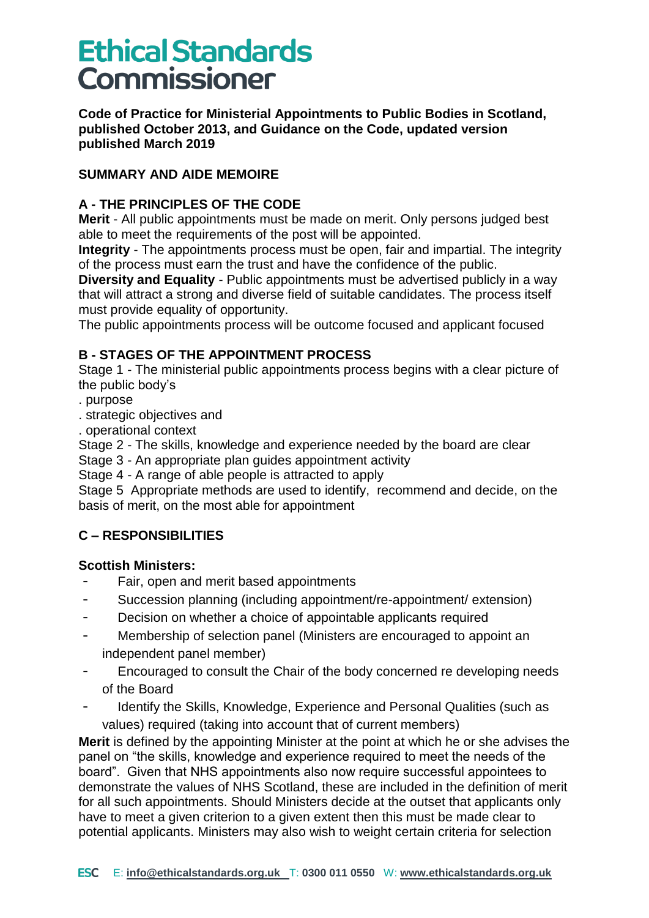# Ethical Standards Commissioner

**Code of Practice for Ministerial Appointments to Public Bodies in Scotland, published October 2013, and Guidance on the Code, updated version published March 2019**

## SUMMARY AND AIDE MEMOIRE

## A - THE PRINCIPLES OF THE CODE

**Merit** - All public appointments must be made on merit. Only persons judged best able to meet the requirements of the post will be appointed.

**Integrity** - The appointments process must be open, fair and impartial. The integrity of the process must earn the trust and have the confidence of the public.

**Diversity and Equality** - Public appointments must be advertised publicly in a way that will attract a strong and diverse field of suitable candidates. The process itself must provide equality of opportunity.

The public appointments process will be outcome focused and applicant focused

## B - STAGES OF THE APPOINTMENT PROCESS

Stage 1 - The ministerial public appointments process begins with a clear picture of the public body's

- purpose
- strategic objectives and
- operational context

Stage 2 - The skills, knowledge and experience needed by the board are clear

Stage 3 - An appropriate plan guides appointment activity

Stage 4 - A range of able people is attracted to apply

Stage 5 Appropriate methods are used to identify, recommend and decide, on the basis of merit, on the most able for appointment

## C – RESPONSIBILITIES

**Scottish Ministers:**

- Fair, open and merit based appointments
- Succession planning (including appointment/re-appointment/ extension)
- Decision on whether a choice of appointable applicants required
- Membership of selection panel (Ministers are encouraged to appoint an independent panel member)
- Encouraged to consult the Chair of the body concerned re developing needs of the Board
- Identify the Skills, Knowledge, Experience and Personal Qualities (such as values) required (taking into account that of current members)

**Merit** is defined by the appointing Minister at the point at which he or she advises the panel on "the skills, knowledge and experience required to meet the needs of the board". Given that NHS appointments also now require successful appointees to demonstrate the values of NHS Scotland, these are included in the definition of merit for all such appointments. Should Ministers decide at the outset that applicants only have to meet a given criterion to a given extent then this must be made clear to potential applicants. Ministers may also wish to weight certain criteria for selection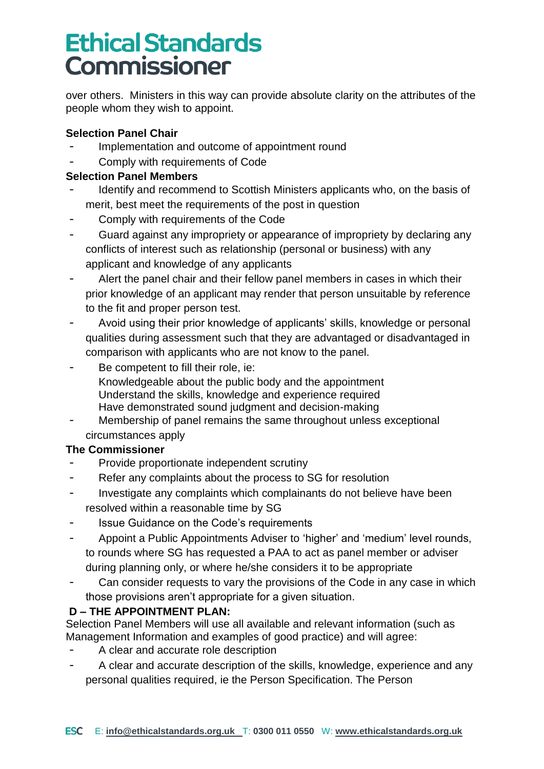over others. Ministers in this way can provide absolute clarity on the attributes of the people whom they wish to appoint.

**Selection Panel Chair**

- Implementation and outcome of appointment round
- Comply with requirements of Code

**Selection Panel Members**

- Identify and recommend to Scottish Ministers applicants who, on the basis of merit, best meet the requirements of the post in question
- Comply with requirements of the Code
- Guard against any impropriety or appearance of impropriety by declaring any conflicts of interest such as relationship (personal or business) with any applicant and knowledge of any applicants
- Alert the panel chair and their fellow panel members in cases in which their prior knowledge of an applicant may render that person unsuitable by reference to the fit and proper person test.
- Avoid using their prior knowledge of applicants' skills, knowledge or personal qualities during assessment such that they are advantaged or disadvantaged in comparison with applicants who are not know to the panel.
- Be competent to fill their role, ie:
  Knowledgeable about the public body and the appointment
  Understand the skills, knowledge and experience required
  Have demonstrated sound judgment and decision-making
- Membership of panel remains the same throughout unless exceptional circumstances apply

**The Commissioner**

- Provide proportionate independent scrutiny
- Refer any complaints about the process to SG for resolution
- Investigate any complaints which complainants do not believe have been resolved within a reasonable time by SG
- Issue Guidance on the Code's requirements
- Appoint a Public Appointments Adviser to 'higher' and 'medium' level rounds, to rounds where SG has requested a PAA to act as panel member or adviser during planning only, or where he/she considers it to be appropriate
- Can consider requests to vary the provisions of the Code in any case in which those provisions aren't appropriate for a given situation.

**D – THE APPOINTMENT PLAN:**

Selection Panel Members will use all available and relevant information (such as Management Information and examples of good practice) and will agree:

- A clear and accurate role description
- A clear and accurate description of the skills, knowledge, experience and any personal qualities required, ie the Person Specification. The Person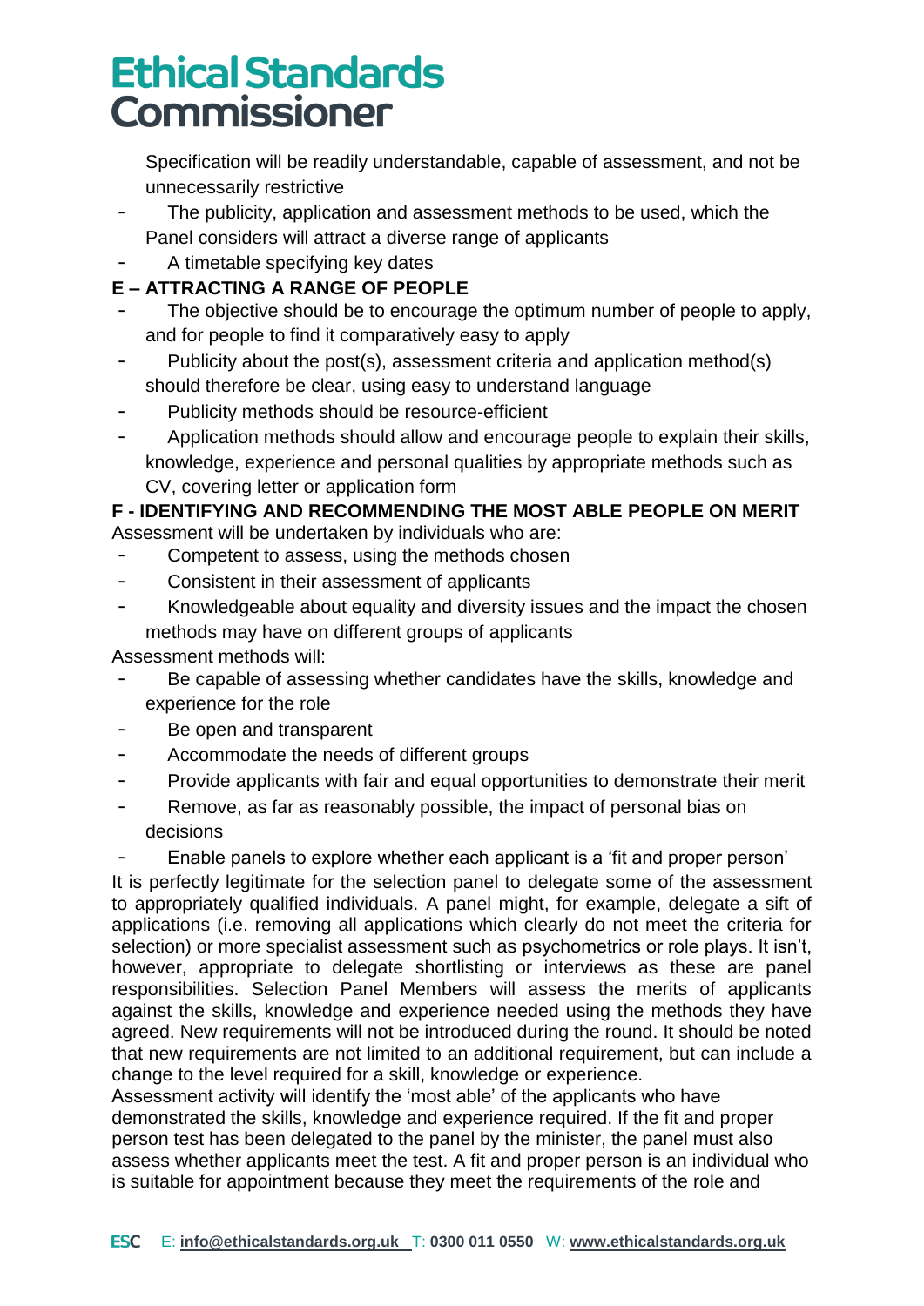Specification will be readily understandable, capable of assessment, and not be unnecessarily restrictive

- The publicity, application and assessment methods to be used, which the Panel considers will attract a diverse range of applicants
- A timetable specifying key dates

**E – ATTRACTING A RANGE OF PEOPLE**

- The objective should be to encourage the optimum number of people to apply, and for people to find it comparatively easy to apply
- Publicity about the post(s), assessment criteria and application method(s) should therefore be clear, using easy to understand language
- Publicity methods should be resource-efficient
- Application methods should allow and encourage people to explain their skills, knowledge, experience and personal qualities by appropriate methods such as CV, covering letter or application form

**F - IDENTIFYING AND RECOMMENDING THE MOST ABLE PEOPLE ON MERIT**

Assessment will be undertaken by individuals who are:

- Competent to assess, using the methods chosen
- Consistent in their assessment of applicants
- Knowledgeable about equality and diversity issues and the impact the chosen methods may have on different groups of applicants

Assessment methods will:

- Be capable of assessing whether candidates have the skills, knowledge and experience for the role
- Be open and transparent
- Accommodate the needs of different groups
- Provide applicants with fair and equal opportunities to demonstrate their merit
- Remove, as far as reasonably possible, the impact of personal bias on decisions
- Enable panels to explore whether each applicant is a 'fit and proper person'

It is perfectly legitimate for the selection panel to delegate some of the assessment to appropriately qualified individuals. A panel might, for example, delegate a sift of applications (i.e. removing all applications which clearly do not meet the criteria for selection) or more specialist assessment such as psychometrics or role plays. It isn't, however, appropriate to delegate shortlisting or interviews as these are panel responsibilities. Selection Panel Members will assess the merits of applicants against the skills, knowledge and experience needed using the methods they have agreed. New requirements will not be introduced during the round. It should be noted that new requirements are not limited to an additional requirement, but can include a change to the level required for a skill, knowledge or experience.

Assessment activity will identify the 'most able' of the applicants who have demonstrated the skills, knowledge and experience required. If the fit and proper person test has been delegated to the panel by the minister, the panel must also assess whether applicants meet the test. A fit and proper person is an individual who is suitable for appointment because they meet the requirements of the role and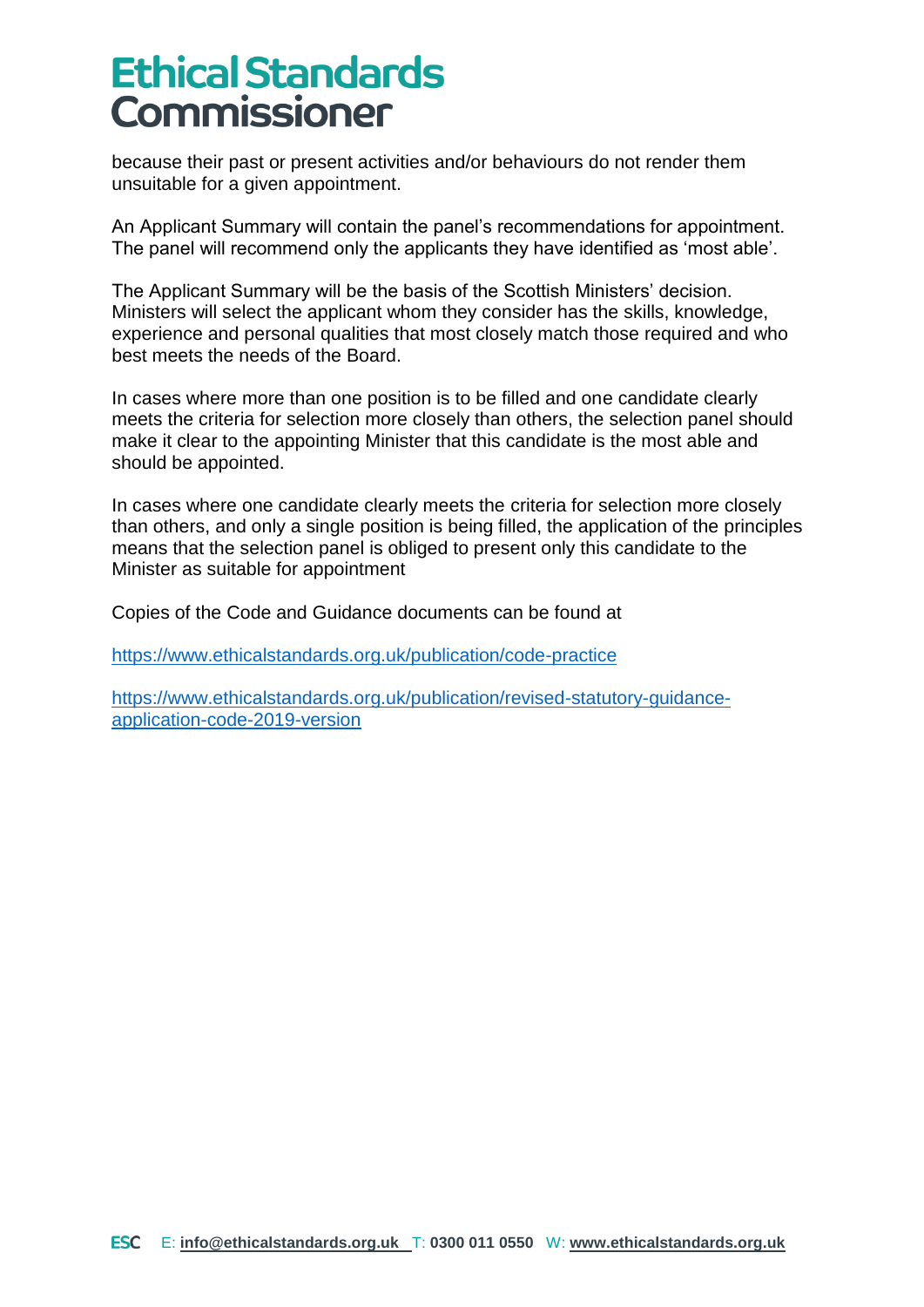because their past or present activities and/or behaviours do not render them unsuitable for a given appointment.

An Applicant Summary will contain the panel's recommendations for appointment. The panel will recommend only the applicants they have identified as 'most able'.

The Applicant Summary will be the basis of the Scottish Ministers' decision. Ministers will select the applicant whom they consider has the skills, knowledge, experience and personal qualities that most closely match those required and who best meets the needs of the Board.

In cases where more than one position is to be filled and one candidate clearly meets the criteria for selection more closely than others, the selection panel should make it clear to the appointing Minister that this candidate is the most able and should be appointed.

In cases where one candidate clearly meets the criteria for selection more closely than others, and only a single position is being filled, the application of the principles means that the selection panel is obliged to present only this candidate to the Minister as suitable for appointment

Copies of the Code and Guidance documents can be found at

https://www.ethicalstandards.org.uk/publication/code-practice

https://www.ethicalstandards.org.uk/publication/revised-statutory-guidance-application-code-2019-version